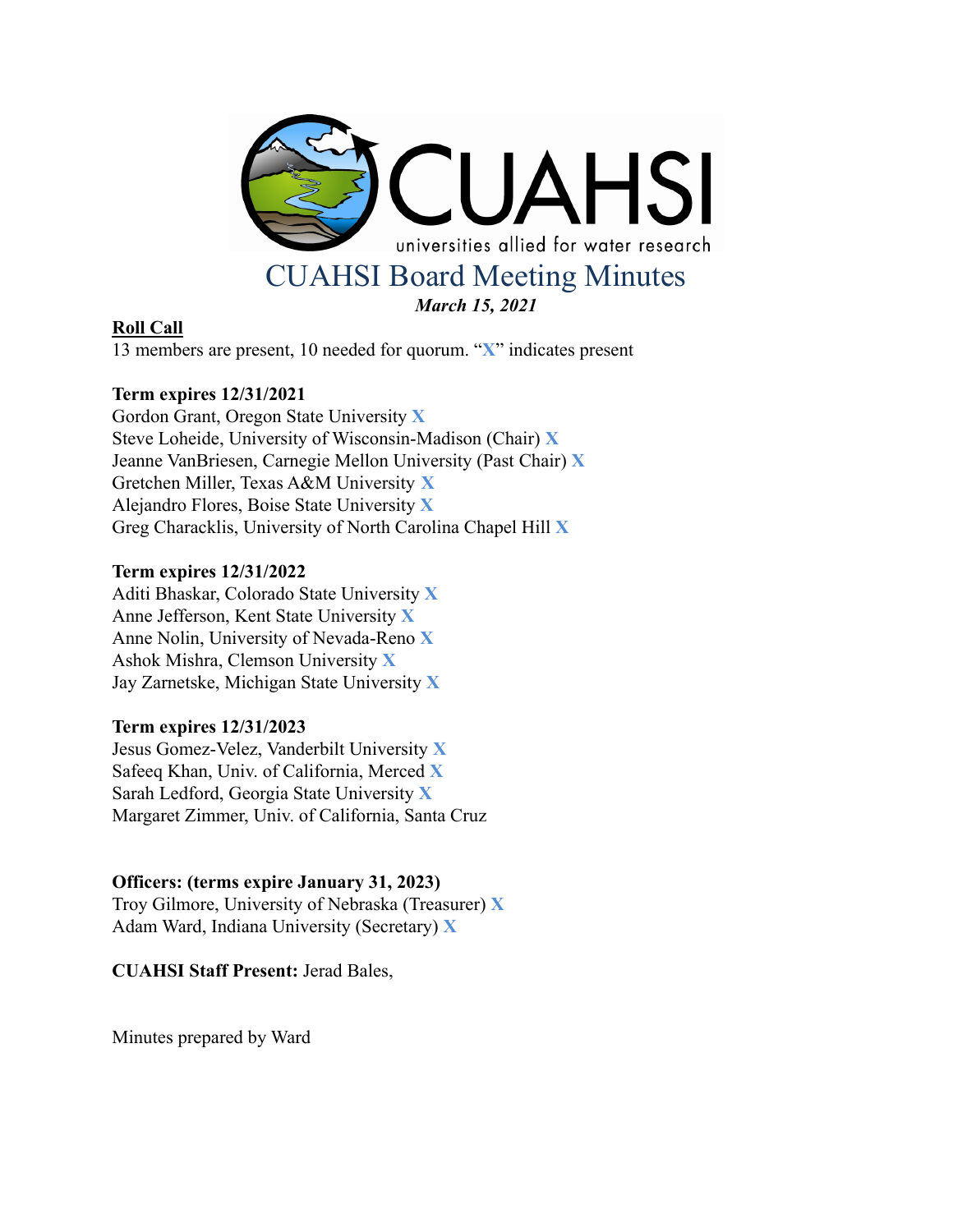# CUAHSI Board Meeting Minutes

***March 15, 2021***

**Roll Call**

13 members are present, 10 needed for quorum. "X" indicates present

**Term expires 12/31/2021**

Gordon Grant, Oregon State University X
Steve Loheide, University of Wisconsin-Madison (Chair) X
Jeanne VanBriesen, Carnegie Mellon University (Past Chair) X
Gretchen Miller, Texas A&M University X
Alejandro Flores, Boise State University X
Greg Characklis, University of North Carolina Chapel Hill X

**Term expires 12/31/2022**

Aditi Bhaskar, Colorado State University X
Anne Jefferson, Kent State University X
Anne Nolin, University of Nevada-Reno X
Ashok Mishra, Clemson University X
Jay Zarnetske, Michigan State University X

**Term expires 12/31/2023**

Jesus Gomez-Velez, Vanderbilt University X
Safeeq Khan, Univ. of California, Merced X
Sarah Ledford, Georgia State University X
Margaret Zimmer, Univ. of California, Santa Cruz

**Officers: (terms expire January 31, 2023)**

Troy Gilmore, University of Nebraska (Treasurer) X
Adam Ward, Indiana University (Secretary) X

**CUAHSI Staff Present:** Jerad Bales,

Minutes prepared by Ward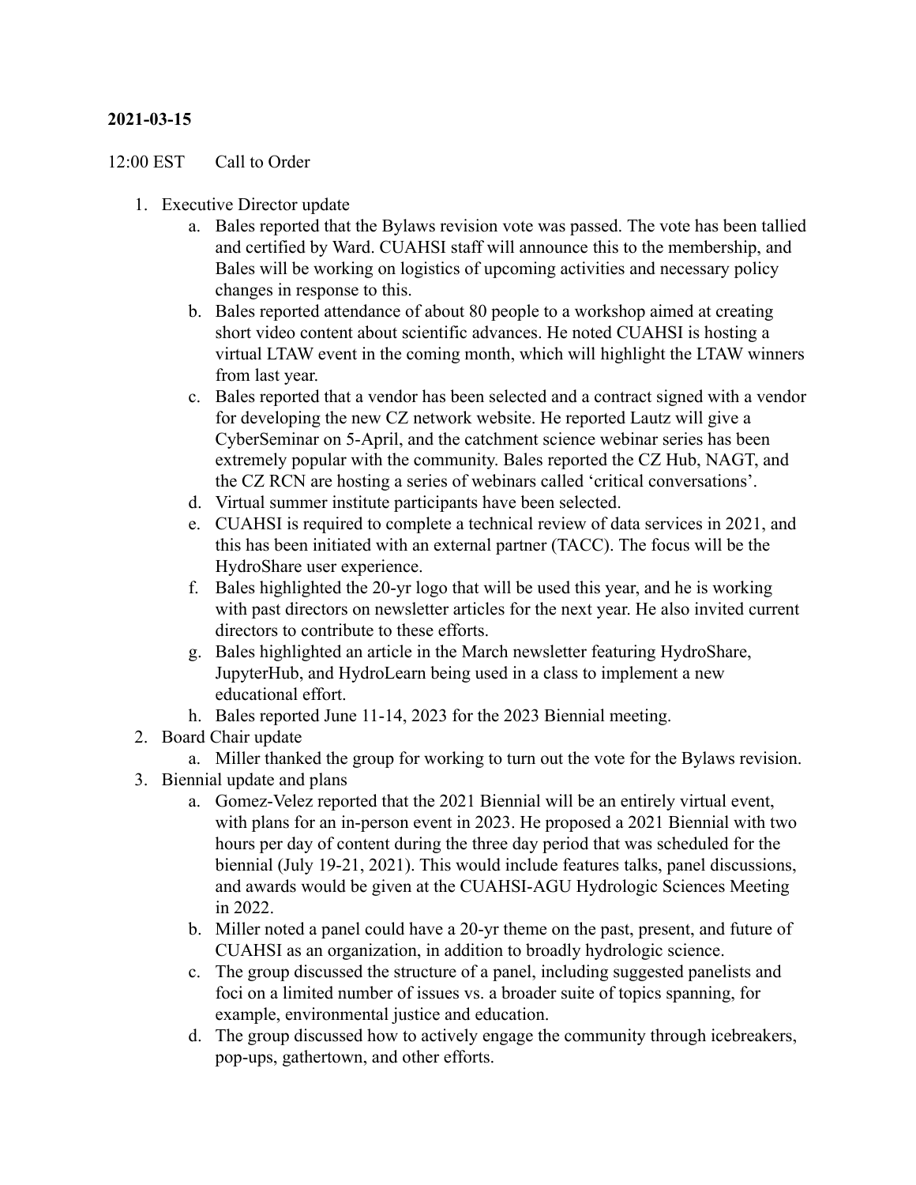**2021-03-15**

12:00 EST Call to Order

1. Executive Director update
   a. Bales reported that the Bylaws revision vote was passed. The vote has been tallied and certified by Ward. CUAHSI staff will announce this to the membership, and Bales will be working on logistics of upcoming activities and necessary policy changes in response to this.
   b. Bales reported attendance of about 80 people to a workshop aimed at creating short video content about scientific advances. He noted CUAHSI is hosting a virtual LTAW event in the coming month, which will highlight the LTAW winners from last year.
   c. Bales reported that a vendor has been selected and a contract signed with a vendor for developing the new CZ network website. He reported Lautz will give a CyberSeminar on 5-April, and the catchment science webinar series has been extremely popular with the community. Bales reported the CZ Hub, NAGT, and the CZ RCN are hosting a series of webinars called 'critical conversations'.
   d. Virtual summer institute participants have been selected.
   e. CUAHSI is required to complete a technical review of data services in 2021, and this has been initiated with an external partner (TACC). The focus will be the HydroShare user experience.
   f. Bales highlighted the 20-yr logo that will be used this year, and he is working with past directors on newsletter articles for the next year. He also invited current directors to contribute to these efforts.
   g. Bales highlighted an article in the March newsletter featuring HydroShare, JupyterHub, and HydroLearn being used in a class to implement a new educational effort.
   h. Bales reported June 11-14, 2023 for the 2023 Biennial meeting.
2. Board Chair update
   a. Miller thanked the group for working to turn out the vote for the Bylaws revision.
3. Biennial update and plans
   a. Gomez-Velez reported that the 2021 Biennial will be an entirely virtual event, with plans for an in-person event in 2023. He proposed a 2021 Biennial with two hours per day of content during the three day period that was scheduled for the biennial (July 19-21, 2021). This would include features talks, panel discussions, and awards would be given at the CUAHSI-AGU Hydrologic Sciences Meeting in 2022.
   b. Miller noted a panel could have a 20-yr theme on the past, present, and future of CUAHSI as an organization, in addition to broadly hydrologic science.
   c. The group discussed the structure of a panel, including suggested panelists and foci on a limited number of issues vs. a broader suite of topics spanning, for example, environmental justice and education.
   d. The group discussed how to actively engage the community through icebreakers, pop-ups, gathertown, and other efforts.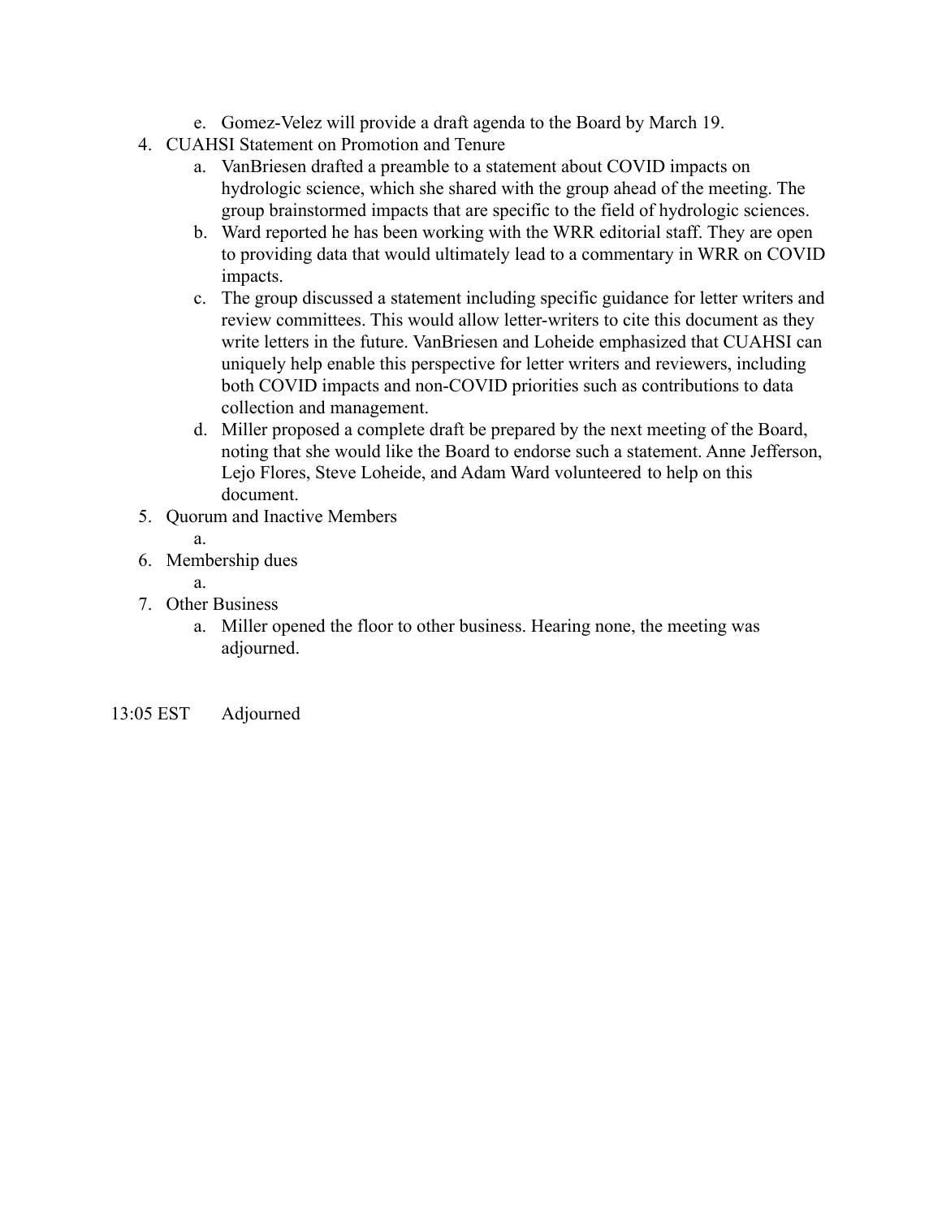e. Gomez-Velez will provide a draft agenda to the Board by March 19.

4. CUAHSI Statement on Promotion and Tenure
   a. VanBriesen drafted a preamble to a statement about COVID impacts on hydrologic science, which she shared with the group ahead of the meeting. The group brainstormed impacts that are specific to the field of hydrologic sciences.
   b. Ward reported he has been working with the WRR editorial staff. They are open to providing data that would ultimately lead to a commentary in WRR on COVID impacts.
   c. The group discussed a statement including specific guidance for letter writers and review committees. This would allow letter-writers to cite this document as they write letters in the future. VanBriesen and Loheide emphasized that CUAHSI can uniquely help enable this perspective for letter writers and reviewers, including both COVID impacts and non-COVID priorities such as contributions to data collection and management.
   d. Miller proposed a complete draft be prepared by the next meeting of the Board, noting that she would like the Board to endorse such a statement. Anne Jefferson, Lejo Flores, Steve Loheide, and Adam Ward volunteered to help on this document.
5. Quorum and Inactive Members
   a.
6. Membership dues
   a.
7. Other Business
   a. Miller opened the floor to other business. Hearing none, the meeting was adjourned.

13:05 EST Adjourned